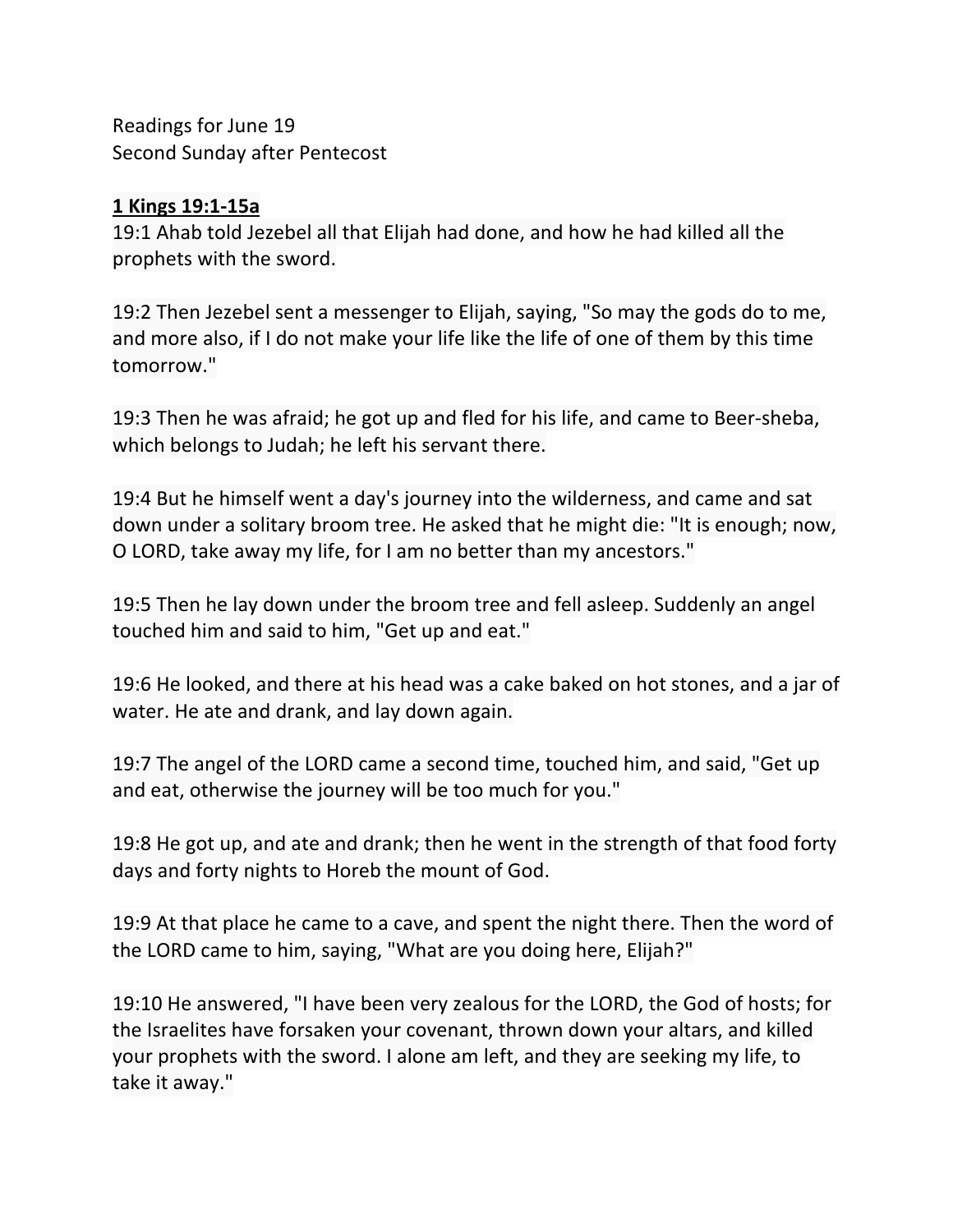Readings for June 19
Second Sunday after Pentecost

**1 Kings 19:1-15a**

19:1 Ahab told Jezebel all that Elijah had done, and how he had killed all the prophets with the sword.

19:2 Then Jezebel sent a messenger to Elijah, saying, "So may the gods do to me, and more also, if I do not make your life like the life of one of them by this time tomorrow."

19:3 Then he was afraid; he got up and fled for his life, and came to Beer-sheba, which belongs to Judah; he left his servant there.

19:4 But he himself went a day's journey into the wilderness, and came and sat down under a solitary broom tree. He asked that he might die: "It is enough; now, O LORD, take away my life, for I am no better than my ancestors."

19:5 Then he lay down under the broom tree and fell asleep. Suddenly an angel touched him and said to him, "Get up and eat."

19:6 He looked, and there at his head was a cake baked on hot stones, and a jar of water. He ate and drank, and lay down again.

19:7 The angel of the LORD came a second time, touched him, and said, "Get up and eat, otherwise the journey will be too much for you."

19:8 He got up, and ate and drank; then he went in the strength of that food forty days and forty nights to Horeb the mount of God.

19:9 At that place he came to a cave, and spent the night there. Then the word of the LORD came to him, saying, "What are you doing here, Elijah?"

19:10 He answered, "I have been very zealous for the LORD, the God of hosts; for the Israelites have forsaken your covenant, thrown down your altars, and killed your prophets with the sword. I alone am left, and they are seeking my life, to take it away."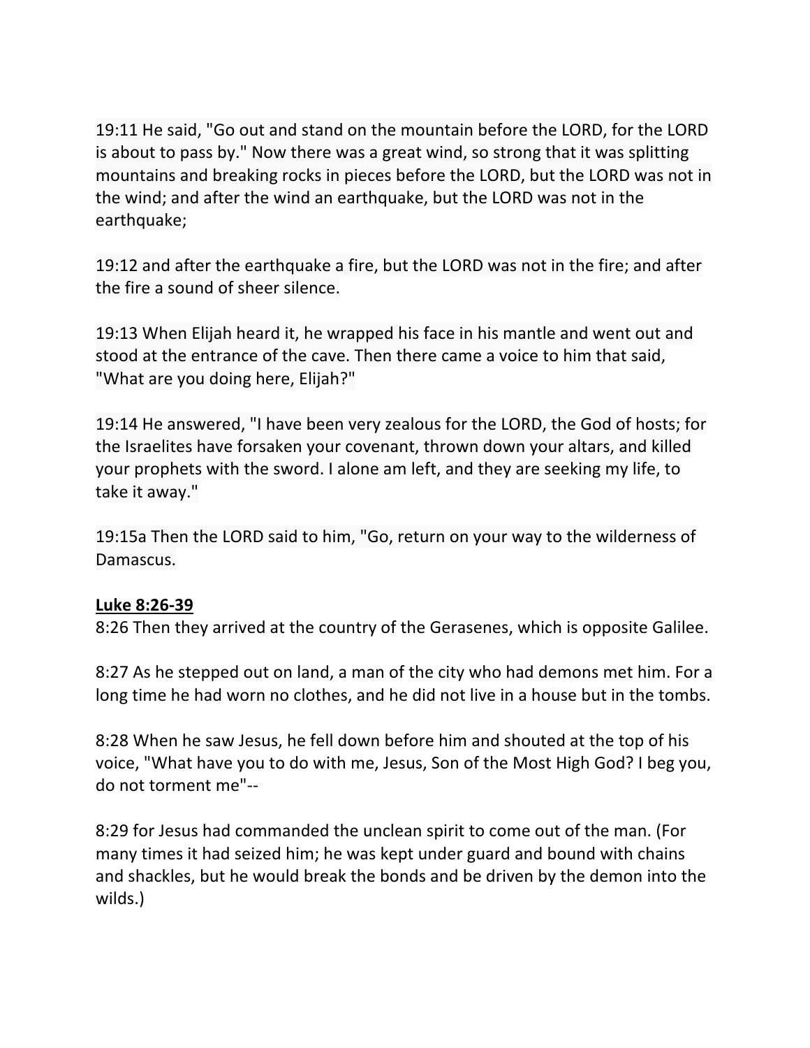19:11 He said, "Go out and stand on the mountain before the LORD, for the LORD is about to pass by." Now there was a great wind, so strong that it was splitting mountains and breaking rocks in pieces before the LORD, but the LORD was not in the wind; and after the wind an earthquake, but the LORD was not in the earthquake;

19:12 and after the earthquake a fire, but the LORD was not in the fire; and after the fire a sound of sheer silence.

19:13 When Elijah heard it, he wrapped his face in his mantle and went out and stood at the entrance of the cave. Then there came a voice to him that said, "What are you doing here, Elijah?"

19:14 He answered, "I have been very zealous for the LORD, the God of hosts; for the Israelites have forsaken your covenant, thrown down your altars, and killed your prophets with the sword. I alone am left, and they are seeking my life, to take it away."

19:15a Then the LORD said to him, "Go, return on your way to the wilderness of Damascus.

**Luke 8:26-39**

8:26 Then they arrived at the country of the Gerasenes, which is opposite Galilee.

8:27 As he stepped out on land, a man of the city who had demons met him. For a long time he had worn no clothes, and he did not live in a house but in the tombs.

8:28 When he saw Jesus, he fell down before him and shouted at the top of his voice, "What have you to do with me, Jesus, Son of the Most High God? I beg you, do not torment me"--

8:29 for Jesus had commanded the unclean spirit to come out of the man. (For many times it had seized him; he was kept under guard and bound with chains and shackles, but he would break the bonds and be driven by the demon into the wilds.)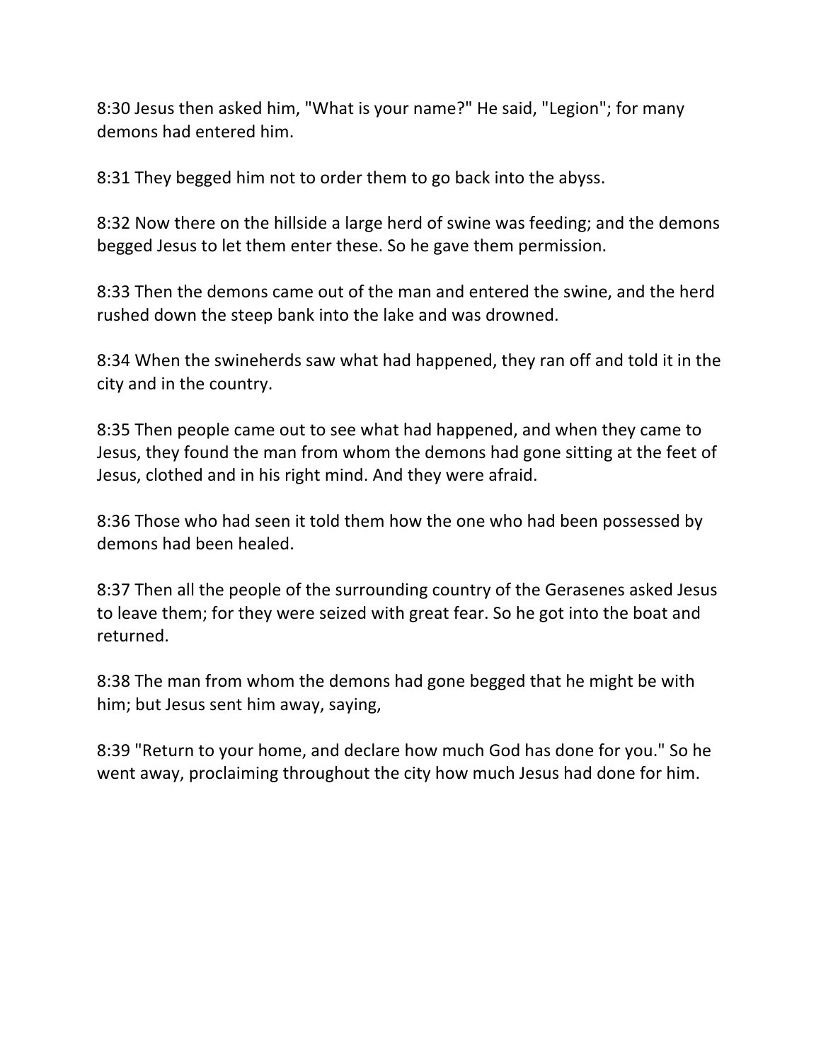8:30 Jesus then asked him, "What is your name?" He said, "Legion"; for many demons had entered him.

8:31 They begged him not to order them to go back into the abyss.

8:32 Now there on the hillside a large herd of swine was feeding; and the demons begged Jesus to let them enter these. So he gave them permission.

8:33 Then the demons came out of the man and entered the swine, and the herd rushed down the steep bank into the lake and was drowned.

8:34 When the swineherds saw what had happened, they ran off and told it in the city and in the country.

8:35 Then people came out to see what had happened, and when they came to Jesus, they found the man from whom the demons had gone sitting at the feet of Jesus, clothed and in his right mind. And they were afraid.

8:36 Those who had seen it told them how the one who had been possessed by demons had been healed.

8:37 Then all the people of the surrounding country of the Gerasenes asked Jesus to leave them; for they were seized with great fear. So he got into the boat and returned.

8:38 The man from whom the demons had gone begged that he might be with him; but Jesus sent him away, saying,

8:39 "Return to your home, and declare how much God has done for you." So he went away, proclaiming throughout the city how much Jesus had done for him.